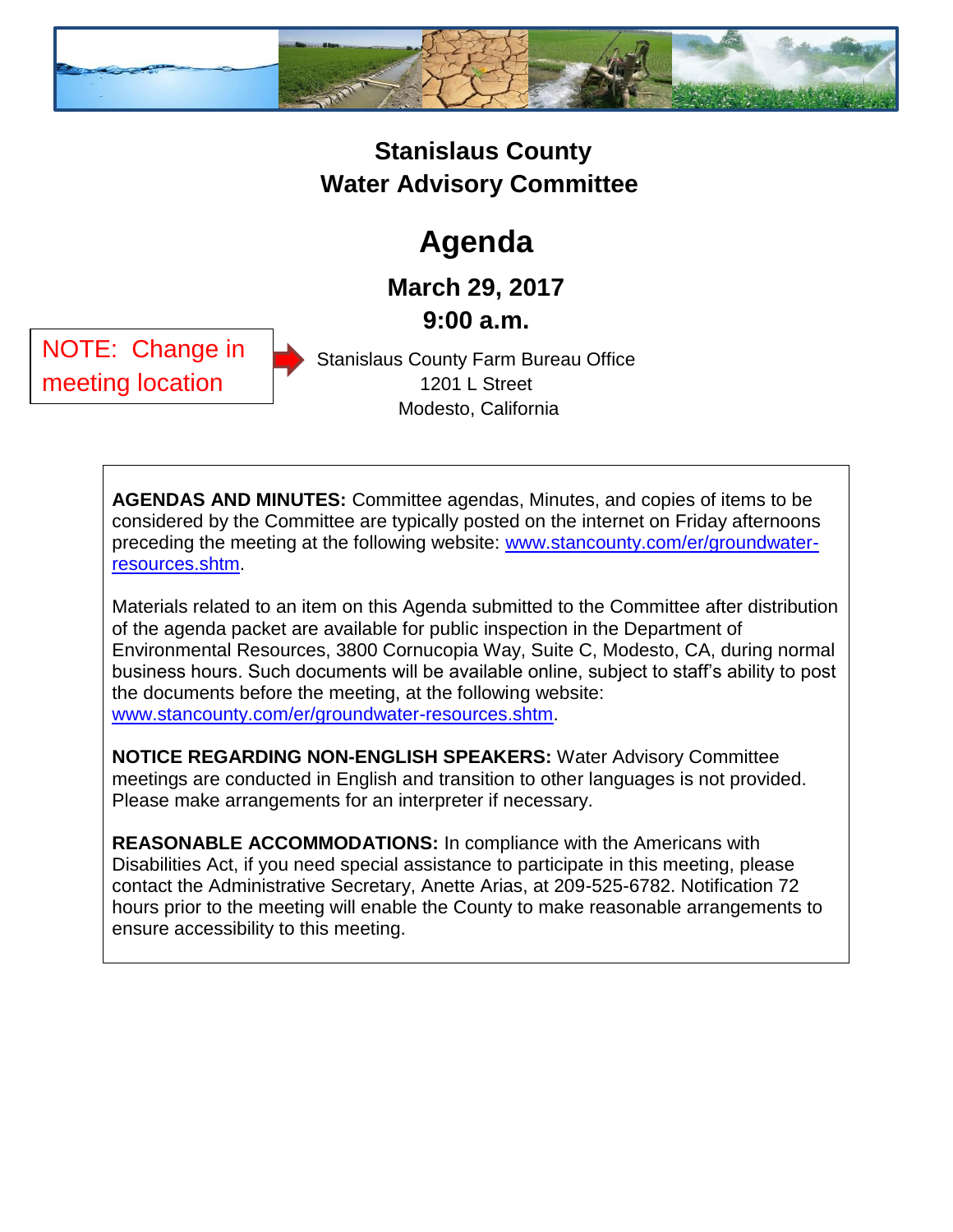# Stanislaus County
# Water Advisory Committee

## Agenda

### March 29, 2017
### 9:00 a.m.

NOTE: Change in meeting location

Stanislaus County Farm Bureau Office
1201 L Street
Modesto, California

**AGENDAS AND MINUTES:** Committee agendas, Minutes, and copies of items to be considered by the Committee are typically posted on the internet on Friday afternoons preceding the meeting at the following website: [www.stancounty.com/er/groundwater-resources.shtm](www.stancounty.com/er/groundwater-resources.shtm).

Materials related to an item on this Agenda submitted to the Committee after distribution of the agenda packet are available for public inspection in the Department of Environmental Resources, 3800 Cornucopia Way, Suite C, Modesto, CA, during normal business hours. Such documents will be available online, subject to staff's ability to post the documents before the meeting, at the following website: [www.stancounty.com/er/groundwater-resources.shtm](www.stancounty.com/er/groundwater-resources.shtm).

**NOTICE REGARDING NON-ENGLISH SPEAKERS:** Water Advisory Committee meetings are conducted in English and transition to other languages is not provided. Please make arrangements for an interpreter if necessary.

**REASONABLE ACCOMMODATIONS:** In compliance with the Americans with Disabilities Act, if you need special assistance to participate in this meeting, please contact the Administrative Secretary, Anette Arias, at 209-525-6782. Notification 72 hours prior to the meeting will enable the County to make reasonable arrangements to ensure accessibility to this meeting.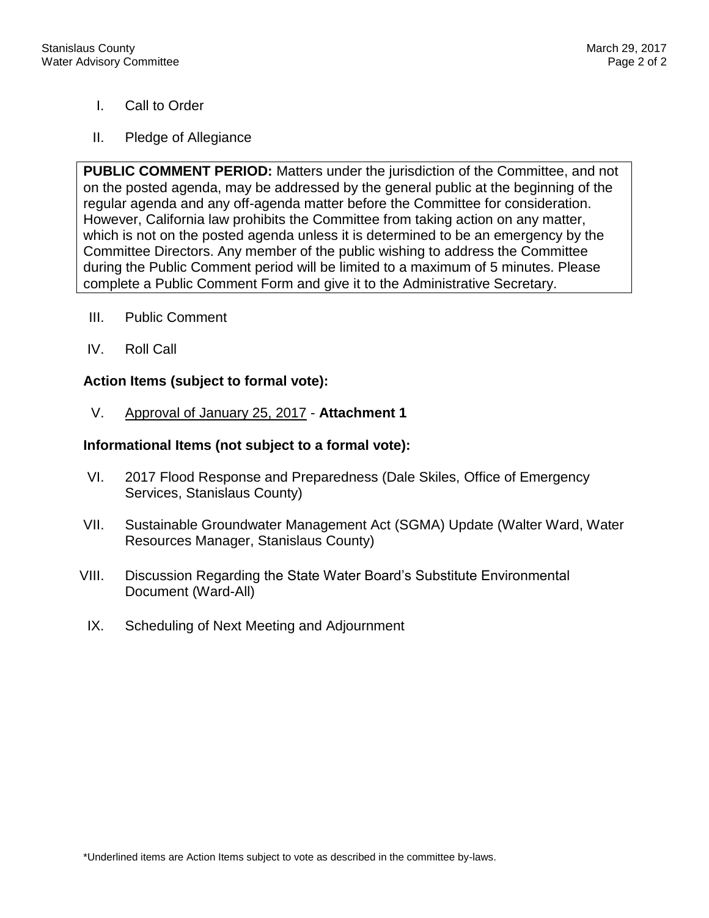I. Call to Order

II. Pledge of Allegiance

**PUBLIC COMMENT PERIOD:** Matters under the jurisdiction of the Committee, and not on the posted agenda, may be addressed by the general public at the beginning of the regular agenda and any off-agenda matter before the Committee for consideration. However, California law prohibits the Committee from taking action on any matter, which is not on the posted agenda unless it is determined to be an emergency by the Committee Directors. Any member of the public wishing to address the Committee during the Public Comment period will be limited to a maximum of 5 minutes. Please complete a Public Comment Form and give it to the Administrative Secretary.

III. Public Comment

IV. Roll Call

**Action Items (subject to formal vote):**

V. <u>Approval of January 25, 2017</u> - **Attachment 1**

**Informational Items (not subject to a formal vote):**

VI. 2017 Flood Response and Preparedness (Dale Skiles, Office of Emergency Services, Stanislaus County)

VII. Sustainable Groundwater Management Act (SGMA) Update (Walter Ward, Water Resources Manager, Stanislaus County)

VIII. Discussion Regarding the State Water Board's Substitute Environmental Document (Ward-All)

IX. Scheduling of Next Meeting and Adjournment

*Underlined items are Action Items subject to vote as described in the committee by-laws.